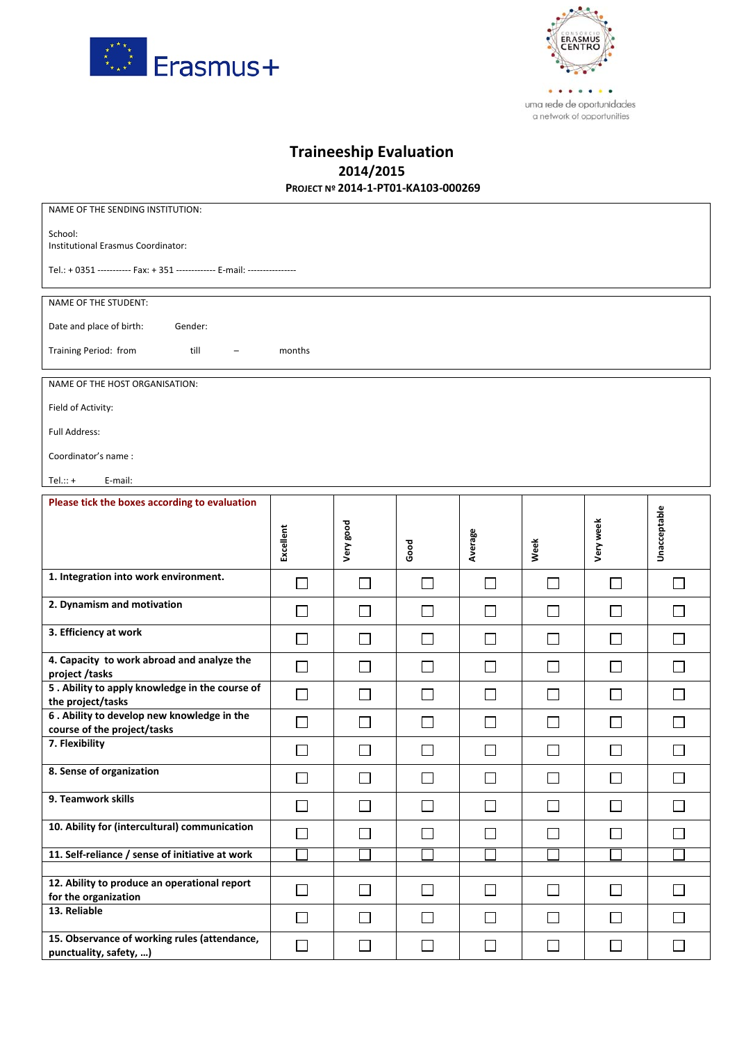Erasmus+

CONSÓRCIO ERASMUS CENTRO

uma rede de oportunidades
a network of opportunities

# Traineeship Evaluation

## 2014/2015

**PROJECT Nº 2014-1-PT01-KA103-000269**

NAME OF THE SENDING INSTITUTION:

School:
Institutional Erasmus Coordinator:

Tel.: + 0351 ----------- Fax: + 351 ------------- E-mail: ----------------

NAME OF THE STUDENT:

Date and place of birth: Gender:

Training Period: from till – months

NAME OF THE HOST ORGANISATION:

Field of Activity:

Full Address:

Coordinator's name :

Tel.:: + E-mail:

| **Please tick the boxes according to evaluation** | **Excellent** | **Very good** | **Good** | **Average** | **Week** | **Very week** | **Unacceptable** |
|---|---|---|---|---|---|---|---|
| **1. Integration into work environment.** | ☐ | ☐ | ☐ | ☐ | ☐ | ☐ | ☐ |
| **2. Dynamism and motivation** | ☐ | ☐ | ☐ | ☐ | ☐ | ☐ | ☐ |
| **3. Efficiency at work** | ☐ | ☐ | ☐ | ☐ | ☐ | ☐ | ☐ |
| **4. Capacity to work abroad and analyze the project /tasks** | ☐ | ☐ | ☐ | ☐ | ☐ | ☐ | ☐ |
| **5 . Ability to apply knowledge in the course of the project/tasks** | ☐ | ☐ | ☐ | ☐ | ☐ | ☐ | ☐ |
| **6 . Ability to develop new knowledge in the course of the project/tasks** | ☐ | ☐ | ☐ | ☐ | ☐ | ☐ | ☐ |
| **7. Flexibility** | ☐ | ☐ | ☐ | ☐ | ☐ | ☐ | ☐ |
| **8. Sense of organization** | ☐ | ☐ | ☐ | ☐ | ☐ | ☐ | ☐ |
| **9. Teamwork skills** | ☐ | ☐ | ☐ | ☐ | ☐ | ☐ | ☐ |
| **10. Ability for (intercultural) communication** | ☐ | ☐ | ☐ | ☐ | ☐ | ☐ | ☐ |
| **11. Self-reliance / sense of initiative at work** | ☐ | ☐ | ☐ | ☐ | ☐ | ☐ | ☐ |
| | | | | | | | |
| **12. Ability to produce an operational report for the organization** | ☐ | ☐ | ☐ | ☐ | ☐ | ☐ | ☐ |
| **13. Reliable** | ☐ | ☐ | ☐ | ☐ | ☐ | ☐ | ☐ |
| **15. Observance of working rules (attendance, punctuality, safety, …)** | ☐ | ☐ | ☐ | ☐ | ☐ | ☐ | ☐ |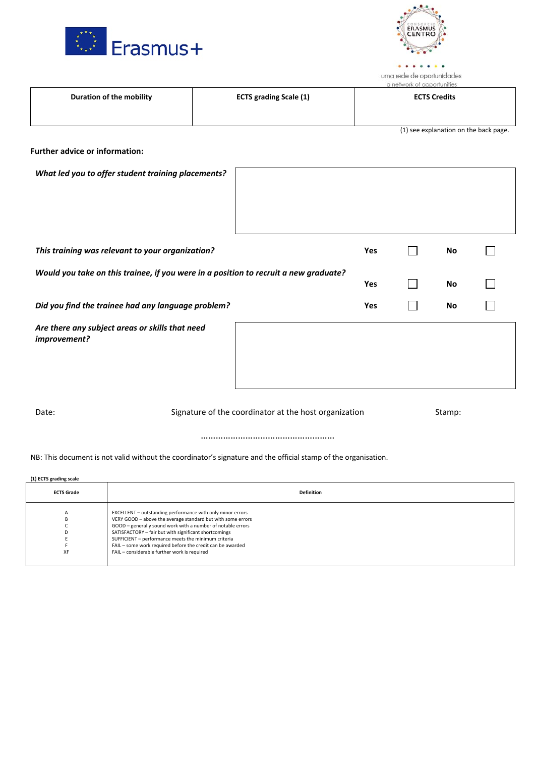Erasmus+

CONSÓRCIO ERASMUS CENTRO

uma rede de oportunidades
a network of opportunities

| Duration of the mobility | ECTS grading Scale (1) | ECTS Credits |
|---|---|---|
| | | |

(1) see explanation on the back page.

**Further advice or information:**

***What led you to offer student training placements?***

***This training was relevant to your organization?*** **Yes** ☐ **No** ☐

***Would you take on this trainee, if you were in a position to recruit a new graduate?*** **Yes** ☐ **No** ☐

***Did you find the trainee had any language problem?*** **Yes** ☐ **No** ☐

***Are there any subject areas or skills that need improvement?***

Date: Signature of the coordinator at the host organization Stamp:

.....................................................

NB: This document is not valid without the coordinator's signature and the official stamp of the organisation.

**(1) ECTS grading scale**

| ECTS Grade | Definition |
|---|---|
| A | EXCELLENT – outstanding performance with only minor errors |
| B | VERY GOOD – above the average standard but with some errors |
| C | GOOD – generally sound work with a number of notable errors |
| D | SATISFACTORY – fair but with significant shortcomings |
| E | SUFFICIENT – performance meets the minimum criteria |
| F | FAIL – some work required before the credit can be awarded |
| XF | FAIL – considerable further work is required |